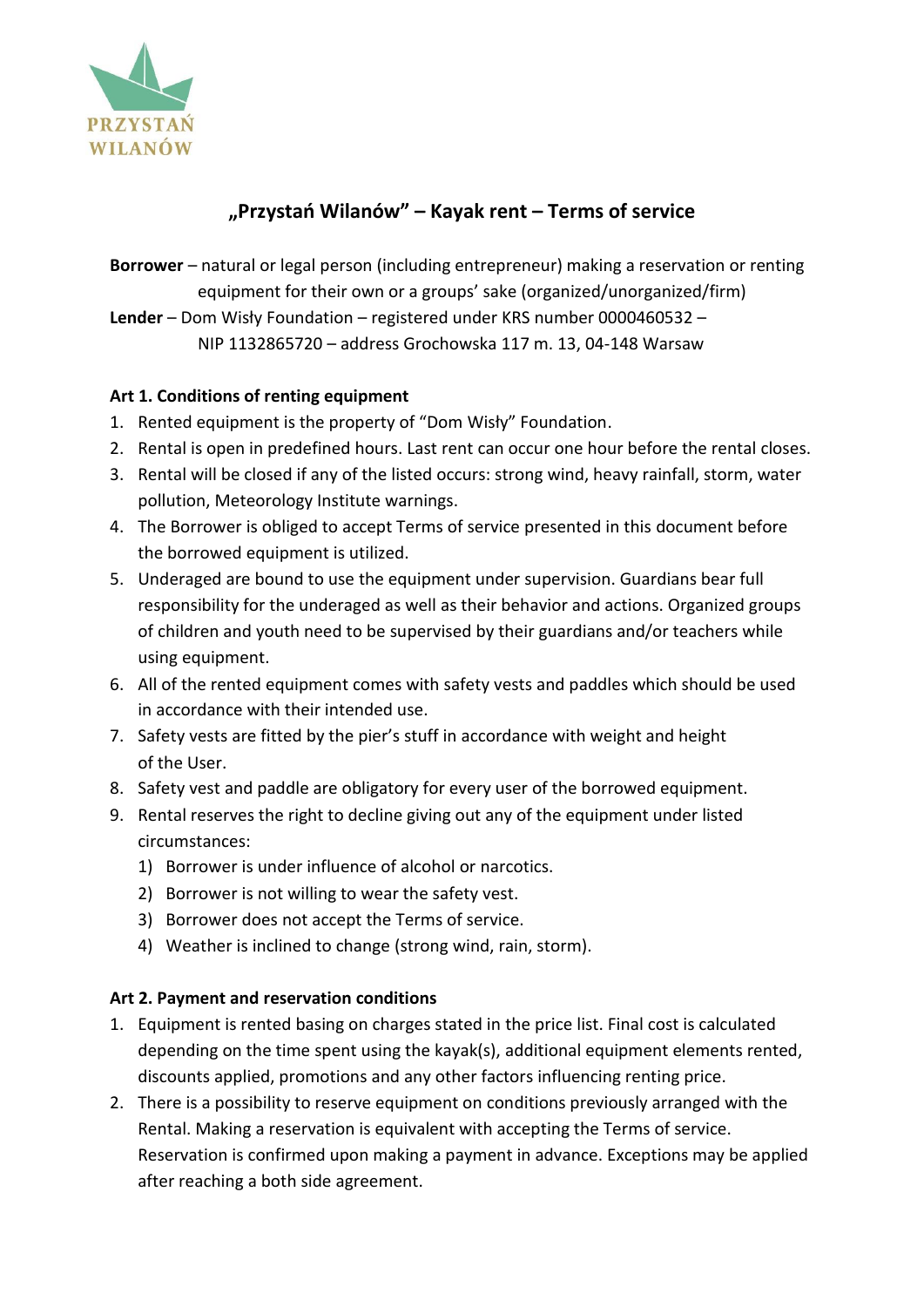# „Przystań Wilanów" – Kayak rent – Terms of service

**Borrower** – natural or legal person (including entrepreneur) making a reservation or renting equipment for their own or a groups' sake (organized/unorganized/firm)

**Lender** – Dom Wisły Foundation – registered under KRS number 0000460532 – NIP 1132865720 – address Grochowska 117 m. 13, 04-148 Warsaw

### Art 1. Conditions of renting equipment

1. Rented equipment is the property of "Dom Wisły" Foundation.
2. Rental is open in predefined hours. Last rent can occur one hour before the rental closes.
3. Rental will be closed if any of the listed occurs: strong wind, heavy rainfall, storm, water pollution, Meteorology Institute warnings.
4. The Borrower is obliged to accept Terms of service presented in this document before the borrowed equipment is utilized.
5. Underaged are bound to use the equipment under supervision. Guardians bear full responsibility for the underaged as well as their behavior and actions. Organized groups of children and youth need to be supervised by their guardians and/or teachers while using equipment.
6. All of the rented equipment comes with safety vests and paddles which should be used in accordance with their intended use.
7. Safety vests are fitted by the pier's stuff in accordance with weight and height of the User.
8. Safety vest and paddle are obligatory for every user of the borrowed equipment.
9. Rental reserves the right to decline giving out any of the equipment under listed circumstances:
   1) Borrower is under influence of alcohol or narcotics.
   2) Borrower is not willing to wear the safety vest.
   3) Borrower does not accept the Terms of service.
   4) Weather is inclined to change (strong wind, rain, storm).

### Art 2. Payment and reservation conditions

1. Equipment is rented basing on charges stated in the price list. Final cost is calculated depending on the time spent using the kayak(s), additional equipment elements rented, discounts applied, promotions and any other factors influencing renting price.
2. There is a possibility to reserve equipment on conditions previously arranged with the Rental. Making a reservation is equivalent with accepting the Terms of service. Reservation is confirmed upon making a payment in advance. Exceptions may be applied after reaching a both side agreement.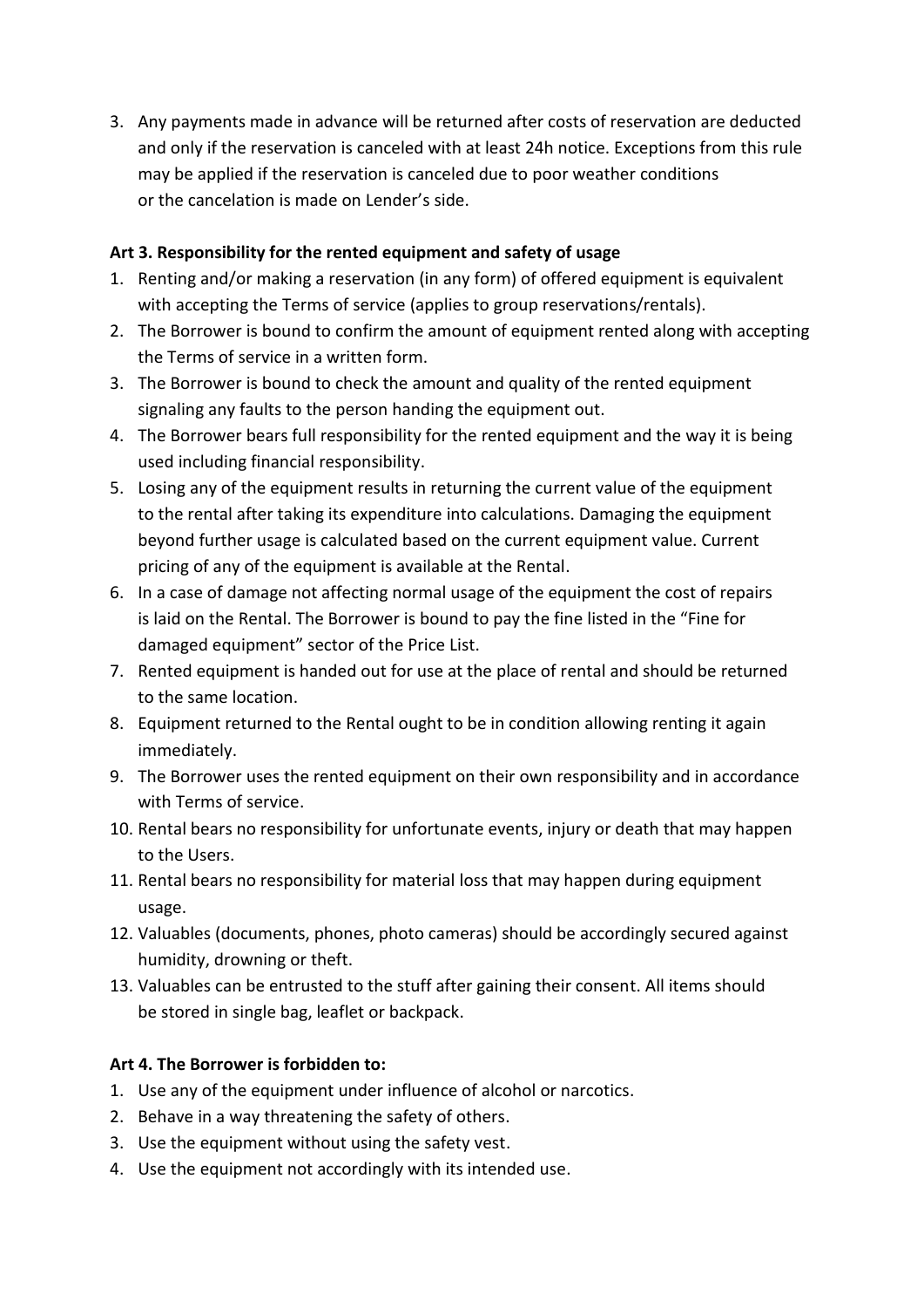3. Any payments made in advance will be returned after costs of reservation are deducted and only if the reservation is canceled with at least 24h notice. Exceptions from this rule may be applied if the reservation is canceled due to poor weather conditions or the cancelation is made on Lender's side.

**Art 3. Responsibility for the rented equipment and safety of usage**

1. Renting and/or making a reservation (in any form) of offered equipment is equivalent with accepting the Terms of service (applies to group reservations/rentals).
2. The Borrower is bound to confirm the amount of equipment rented along with accepting the Terms of service in a written form.
3. The Borrower is bound to check the amount and quality of the rented equipment signaling any faults to the person handing the equipment out.
4. The Borrower bears full responsibility for the rented equipment and the way it is being used including financial responsibility.
5. Losing any of the equipment results in returning the current value of the equipment to the rental after taking its expenditure into calculations. Damaging the equipment beyond further usage is calculated based on the current equipment value. Current pricing of any of the equipment is available at the Rental.
6. In a case of damage not affecting normal usage of the equipment the cost of repairs is laid on the Rental. The Borrower is bound to pay the fine listed in the "Fine for damaged equipment" sector of the Price List.
7. Rented equipment is handed out for use at the place of rental and should be returned to the same location.
8. Equipment returned to the Rental ought to be in condition allowing renting it again immediately.
9. The Borrower uses the rented equipment on their own responsibility and in accordance with Terms of service.
10. Rental bears no responsibility for unfortunate events, injury or death that may happen to the Users.
11. Rental bears no responsibility for material loss that may happen during equipment usage.
12. Valuables (documents, phones, photo cameras) should be accordingly secured against humidity, drowning or theft.
13. Valuables can be entrusted to the stuff after gaining their consent. All items should be stored in single bag, leaflet or backpack.

**Art 4. The Borrower is forbidden to:**

1. Use any of the equipment under influence of alcohol or narcotics.
2. Behave in a way threatening the safety of others.
3. Use the equipment without using the safety vest.
4. Use the equipment not accordingly with its intended use.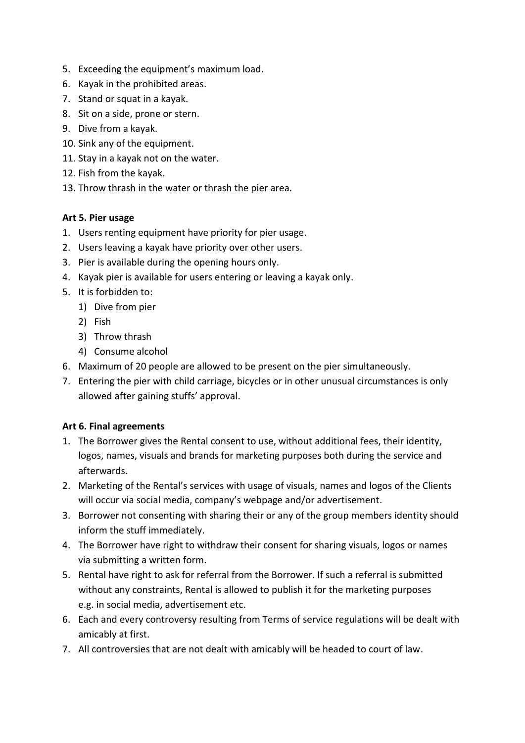5. Exceeding the equipment's maximum load.
6. Kayak in the prohibited areas.
7. Stand or squat in a kayak.
8. Sit on a side, prone or stern.
9. Dive from a kayak.
10. Sink any of the equipment.
11. Stay in a kayak not on the water.
12. Fish from the kayak.
13. Throw thrash in the water or thrash the pier area.

**Art 5. Pier usage**

1. Users renting equipment have priority for pier usage.
2. Users leaving a kayak have priority over other users.
3. Pier is available during the opening hours only.
4. Kayak pier is available for users entering or leaving a kayak only.
5. It is forbidden to:
   1) Dive from pier
   2) Fish
   3) Throw thrash
   4) Consume alcohol
6. Maximum of 20 people are allowed to be present on the pier simultaneously.
7. Entering the pier with child carriage, bicycles or in other unusual circumstances is only allowed after gaining stuffs' approval.

**Art 6. Final agreements**

1. The Borrower gives the Rental consent to use, without additional fees, their identity, logos, names, visuals and brands for marketing purposes both during the service and afterwards.
2. Marketing of the Rental's services with usage of visuals, names and logos of the Clients will occur via social media, company's webpage and/or advertisement.
3. Borrower not consenting with sharing their or any of the group members identity should inform the stuff immediately.
4. The Borrower have right to withdraw their consent for sharing visuals, logos or names via submitting a written form.
5. Rental have right to ask for referral from the Borrower. If such a referral is submitted without any constraints, Rental is allowed to publish it for the marketing purposes e.g. in social media, advertisement etc.
6. Each and every controversy resulting from Terms of service regulations will be dealt with amicably at first.
7. All controversies that are not dealt with amicably will be headed to court of law.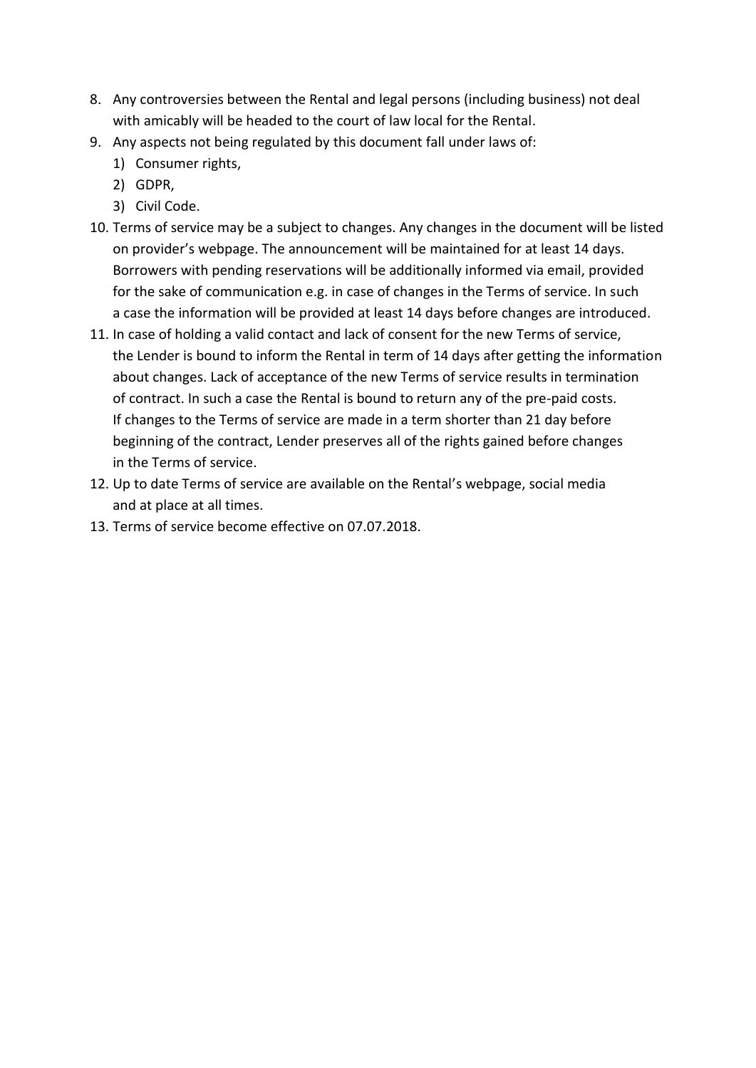8. Any controversies between the Rental and legal persons (including business) not deal with amicably will be headed to the court of law local for the Rental.
9. Any aspects not being regulated by this document fall under laws of:
   1) Consumer rights,
   2) GDPR,
   3) Civil Code.
10. Terms of service may be a subject to changes. Any changes in the document will be listed on provider's webpage. The announcement will be maintained for at least 14 days. Borrowers with pending reservations will be additionally informed via email, provided for the sake of communication e.g. in case of changes in the Terms of service. In such a case the information will be provided at least 14 days before changes are introduced.
11. In case of holding a valid contact and lack of consent for the new Terms of service, the Lender is bound to inform the Rental in term of 14 days after getting the information about changes. Lack of acceptance of the new Terms of service results in termination of contract. In such a case the Rental is bound to return any of the pre-paid costs. If changes to the Terms of service are made in a term shorter than 21 day before beginning of the contract, Lender preserves all of the rights gained before changes in the Terms of service.
12. Up to date Terms of service are available on the Rental's webpage, social media and at place at all times.
13. Terms of service become effective on 07.07.2018.